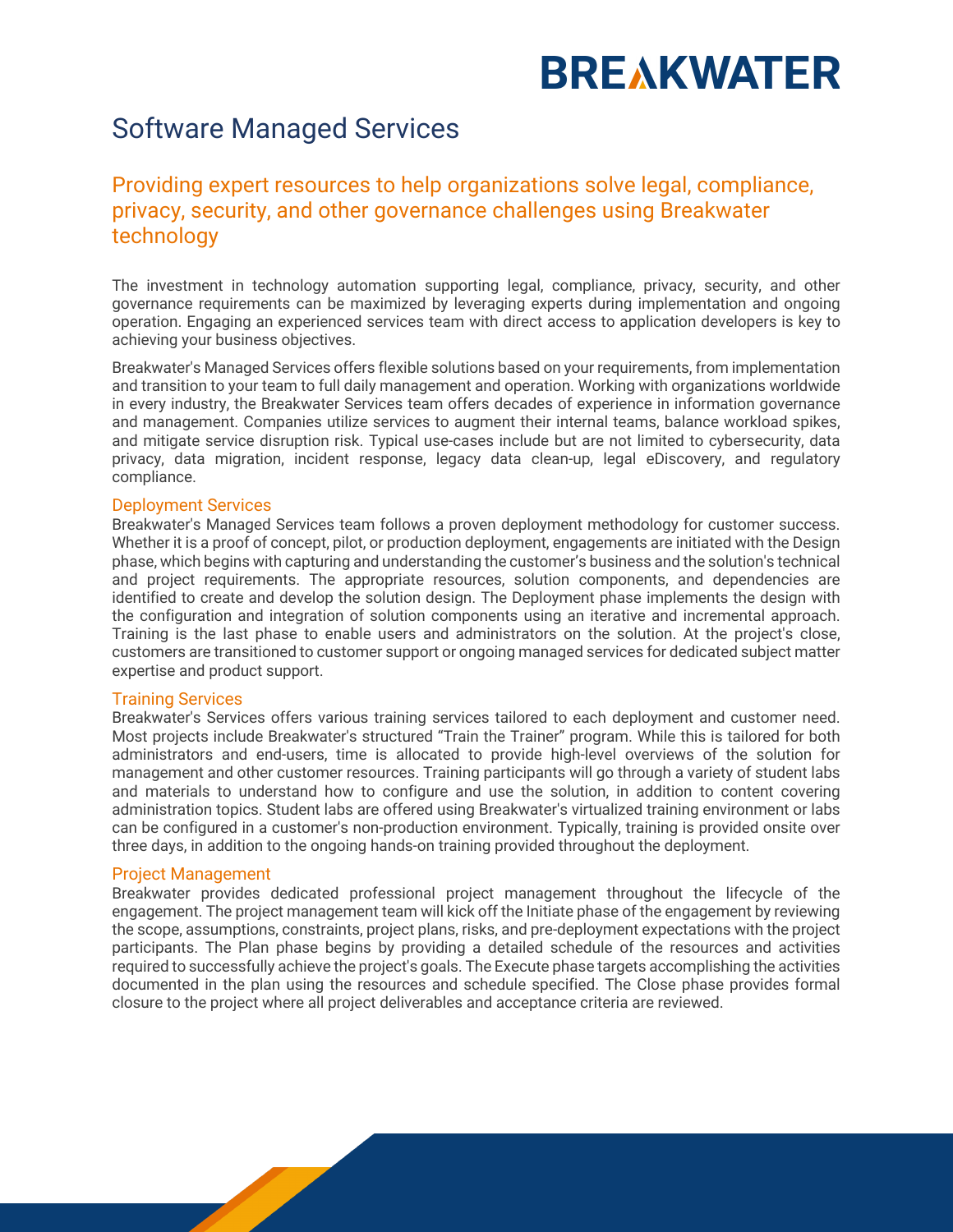# Software Managed Services

## Providing expert resources to help organizations solve legal, compliance, privacy, security, and other governance challenges using Breakwater technology

The investment in technology automation supporting legal, compliance, privacy, security, and other governance requirements can be maximized by leveraging experts during implementation and ongoing operation. Engaging an experienced services team with direct access to application developers is key to achieving your business objectives.

Breakwater's Managed Services offers flexible solutions based on your requirements, from implementation and transition to your team to full daily management and operation. Working with organizations worldwide in every industry, the Breakwater Services team offers decades of experience in information governance and management. Companies utilize services to augment their internal teams, balance workload spikes, and mitigate service disruption risk. Typical use-cases include but are not limited to cybersecurity, data privacy, data migration, incident response, legacy data clean-up, legal eDiscovery, and regulatory compliance.

### Deployment Services

Breakwater's Managed Services team follows a proven deployment methodology for customer success. Whether it is a proof of concept, pilot, or production deployment, engagements are initiated with the Design phase, which begins with capturing and understanding the customer's business and the solution's technical and project requirements. The appropriate resources, solution components, and dependencies are identified to create and develop the solution design. The Deployment phase implements the design with the configuration and integration of solution components using an iterative and incremental approach. Training is the last phase to enable users and administrators on the solution. At the project's close, customers are transitioned to customer support or ongoing managed services for dedicated subject matter expertise and product support.

### Training Services

Breakwater's Services offers various training services tailored to each deployment and customer need. Most projects include Breakwater's structured "Train the Trainer" program. While this is tailored for both administrators and end-users, time is allocated to provide high-level overviews of the solution for management and other customer resources. Training participants will go through a variety of student labs and materials to understand how to configure and use the solution, in addition to content covering administration topics. Student labs are offered using Breakwater's virtualized training environment or labs can be configured in a customer's non-production environment. Typically, training is provided onsite over three days, in addition to the ongoing hands-on training provided throughout the deployment.

### Project Management

Breakwater provides dedicated professional project management throughout the lifecycle of the engagement. The project management team will kick off the Initiate phase of the engagement by reviewing the scope, assumptions, constraints, project plans, risks, and pre-deployment expectations with the project participants. The Plan phase begins by providing a detailed schedule of the resources and activities required to successfully achieve the project's goals. The Execute phase targets accomplishing the activities documented in the plan using the resources and schedule specified. The Close phase provides formal closure to the project where all project deliverables and acceptance criteria are reviewed.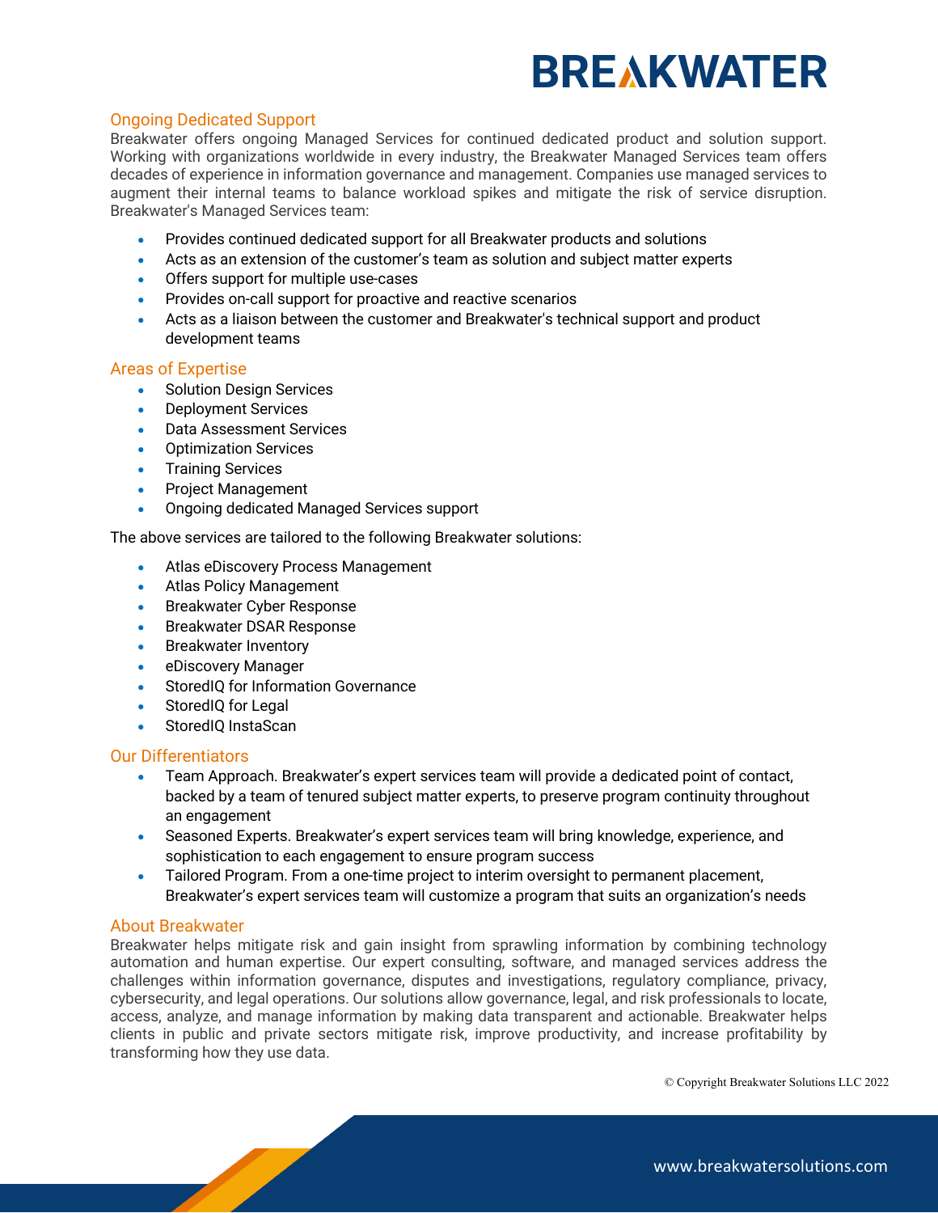## Ongoing Dedicated Support

Breakwater offers ongoing Managed Services for continued dedicated product and solution support. Working with organizations worldwide in every industry, the Breakwater Managed Services team offers decades of experience in information governance and management. Companies use managed services to augment their internal teams to balance workload spikes and mitigate the risk of service disruption. Breakwater's Managed Services team:

- Provides continued dedicated support for all Breakwater products and solutions
- Acts as an extension of the customer's team as solution and subject matter experts
- Offers support for multiple use-cases
- Provides on-call support for proactive and reactive scenarios
- Acts as a liaison between the customer and Breakwater's technical support and product development teams

## Areas of Expertise

- Solution Design Services
- Deployment Services
- Data Assessment Services
- Optimization Services
- Training Services
- Project Management
- Ongoing dedicated Managed Services support

The above services are tailored to the following Breakwater solutions:

- Atlas eDiscovery Process Management
- Atlas Policy Management
- Breakwater Cyber Response
- Breakwater DSAR Response
- Breakwater Inventory
- eDiscovery Manager
- StoredIQ for Information Governance
- StoredIQ for Legal
- StoredIQ InstaScan

## Our Differentiators

- Team Approach. Breakwater's expert services team will provide a dedicated point of contact, backed by a team of tenured subject matter experts, to preserve program continuity throughout an engagement
- Seasoned Experts. Breakwater's expert services team will bring knowledge, experience, and sophistication to each engagement to ensure program success
- Tailored Program. From a one-time project to interim oversight to permanent placement, Breakwater's expert services team will customize a program that suits an organization's needs

## About Breakwater

Breakwater helps mitigate risk and gain insight from sprawling information by combining technology automation and human expertise. Our expert consulting, software, and managed services address the challenges within information governance, disputes and investigations, regulatory compliance, privacy, cybersecurity, and legal operations. Our solutions allow governance, legal, and risk professionals to locate, access, analyze, and manage information by making data transparent and actionable. Breakwater helps clients in public and private sectors mitigate risk, improve productivity, and increase profitability by transforming how they use data.

© Copyright Breakwater Solutions LLC 2022

www.breakwatersolutions.com